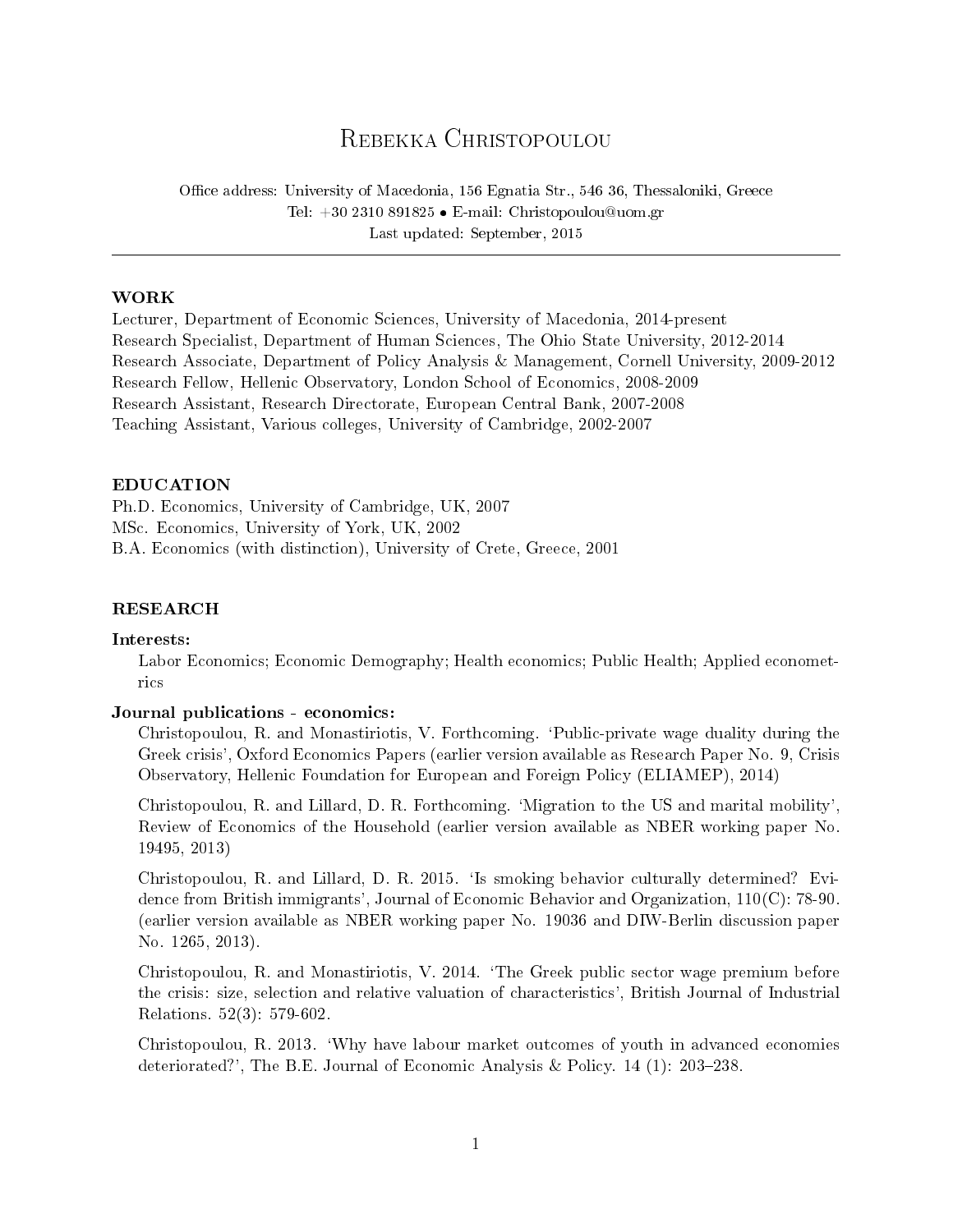# Rebekka Christopoulou

Office address: University of Macedonia, 156 Egnatia Str., 546 36, Thessaloniki, Greece
Tel: +30 2310 891825 • E-mail: Christopoulou@uom.gr
Last updated: September, 2015

---

## WORK

Lecturer, Department of Economic Sciences, University of Macedonia, 2014-present
Research Specialist, Department of Human Sciences, The Ohio State University, 2012-2014
Research Associate, Department of Policy Analysis & Management, Cornell University, 2009-2012
Research Fellow, Hellenic Observatory, London School of Economics, 2008-2009
Research Assistant, Research Directorate, European Central Bank, 2007-2008
Teaching Assistant, Various colleges, University of Cambridge, 2002-2007

## EDUCATION

Ph.D. Economics, University of Cambridge, UK, 2007
MSc. Economics, University of York, UK, 2002
B.A. Economics (with distinction), University of Crete, Greece, 2001

## RESEARCH

### Interests:

Labor Economics; Economic Demography; Health economics; Public Health; Applied econometrics

### Journal publications - economics:

Christopoulou, R. and Monastiriotis, V. Forthcoming. 'Public-private wage duality during the Greek crisis', Oxford Economics Papers (earlier version available as Research Paper No. 9, Crisis Observatory, Hellenic Foundation for European and Foreign Policy (ELIAMEP), 2014)

Christopoulou, R. and Lillard, D. R. Forthcoming. 'Migration to the US and marital mobility', Review of Economics of the Household (earlier version available as NBER working paper No. 19495, 2013)

Christopoulou, R. and Lillard, D. R. 2015. 'Is smoking behavior culturally determined? Evidence from British immigrants', Journal of Economic Behavior and Organization, 110(C): 78-90. (earlier version available as NBER working paper No. 19036 and DIW-Berlin discussion paper No. 1265, 2013).

Christopoulou, R. and Monastiriotis, V. 2014. 'The Greek public sector wage premium before the crisis: size, selection and relative valuation of characteristics', British Journal of Industrial Relations. 52(3): 579-602.

Christopoulou, R. 2013. 'Why have labour market outcomes of youth in advanced economies deteriorated?', The B.E. Journal of Economic Analysis & Policy. 14 (1): 203–238.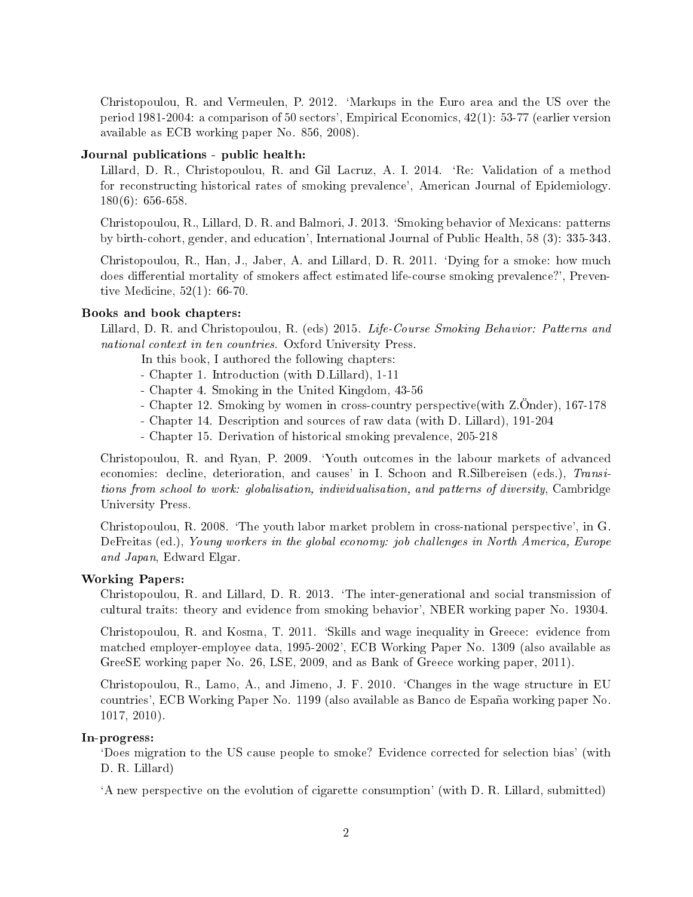Christopoulou, R. and Vermeulen, P. 2012. 'Markups in the Euro area and the US over the period 1981-2004: a comparison of 50 sectors', Empirical Economics, 42(1): 53-77 (earlier version available as ECB working paper No. 856, 2008).

**Journal publications - public health:**

Lillard, D. R., Christopoulou, R. and Gil Lacruz, A. I. 2014. 'Re: Validation of a method for reconstructing historical rates of smoking prevalence', American Journal of Epidemiology. 180(6): 656-658.

Christopoulou, R., Lillard, D. R. and Balmori, J. 2013. 'Smoking behavior of Mexicans: patterns by birth-cohort, gender, and education', International Journal of Public Health, 58 (3): 335-343.

Christopoulou, R., Han, J., Jaber, A. and Lillard, D. R. 2011. 'Dying for a smoke: how much does differential mortality of smokers affect estimated life-course smoking prevalence?', Preventive Medicine, 52(1): 66-70.

**Books and book chapters:**

Lillard, D. R. and Christopoulou, R. (eds) 2015. *Life-Course Smoking Behavior: Patterns and national context in ten countries.* Oxford University Press.

In this book, I authored the following chapters:

- Chapter 1. Introduction (with D.Lillard), 1-11
- Chapter 4. Smoking in the United Kingdom, 43-56
- Chapter 12. Smoking by women in cross-country perspective(with Z.Önder), 167-178
- Chapter 14. Description and sources of raw data (with D. Lillard), 191-204
- Chapter 15. Derivation of historical smoking prevalence, 205-218

Christopoulou, R. and Ryan, P. 2009. 'Youth outcomes in the labour markets of advanced economies: decline, deterioration, and causes' in I. Schoon and R.Silbereisen (eds.), *Transitions from school to work: globalisation, individualisation, and patterns of diversity*, Cambridge University Press.

Christopoulou, R. 2008. 'The youth labor market problem in cross-national perspective', in G. DeFreitas (ed.), *Young workers in the global economy: job challenges in North America, Europe and Japan*, Edward Elgar.

**Working Papers:**

Christopoulou, R. and Lillard, D. R. 2013. 'The inter-generational and social transmission of cultural traits: theory and evidence from smoking behavior', NBER working paper No. 19304.

Christopoulou, R. and Kosma, T. 2011. 'Skills and wage inequality in Greece: evidence from matched employer-employee data, 1995-2002', ECB Working Paper No. 1309 (also available as GreeSE working paper No. 26, LSE, 2009, and as Bank of Greece working paper, 2011).

Christopoulou, R., Lamo, A., and Jimeno, J. F. 2010. 'Changes in the wage structure in EU countries', ECB Working Paper No. 1199 (also available as Banco de España working paper No. 1017, 2010).

**In-progress:**

'Does migration to the US cause people to smoke? Evidence corrected for selection bias' (with D. R. Lillard)

'A new perspective on the evolution of cigarette consumption' (with D. R. Lillard, submitted)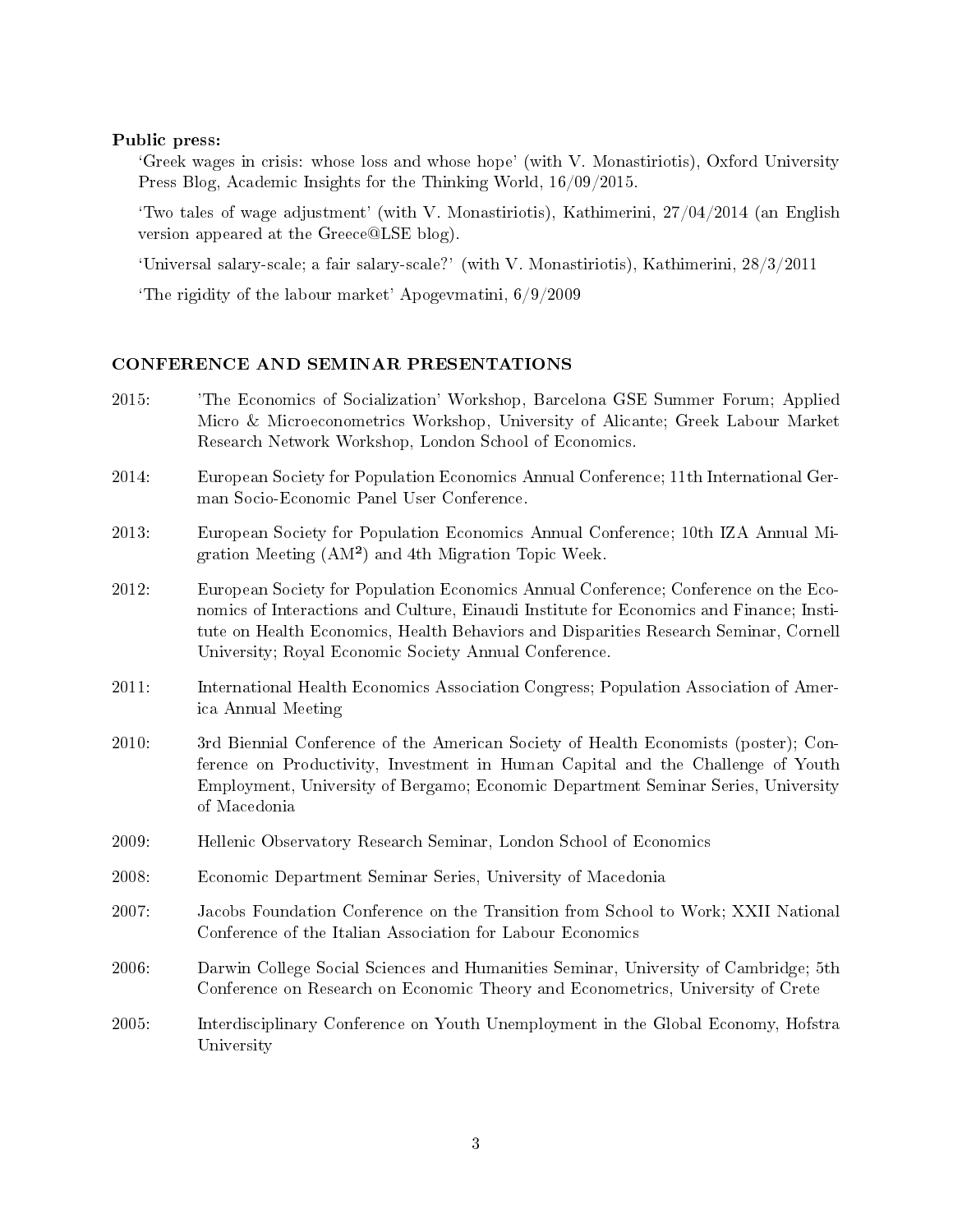**Public press:**

'Greek wages in crisis: whose loss and whose hope' (with V. Monastiriotis), Oxford University Press Blog, Academic Insights for the Thinking World, 16/09/2015.

'Two tales of wage adjustment' (with V. Monastiriotis), Kathimerini, 27/04/2014 (an English version appeared at the Greece@LSE blog).

'Universal salary-scale; a fair salary-scale?' (with V. Monastiriotis), Kathimerini, 28/3/2011

'The rigidity of the labour market' Apogevmatini, 6/9/2009

## CONFERENCE AND SEMINAR PRESENTATIONS

2015: 'The Economics of Socialization' Workshop, Barcelona GSE Summer Forum; Applied Micro & Microeconometrics Workshop, University of Alicante; Greek Labour Market Research Network Workshop, London School of Economics.

2014: European Society for Population Economics Annual Conference; 11th International German Socio-Economic Panel User Conference.

2013: European Society for Population Economics Annual Conference; 10th IZA Annual Migration Meeting (AM²) and 4th Migration Topic Week.

2012: European Society for Population Economics Annual Conference; Conference on the Economics of Interactions and Culture, Einaudi Institute for Economics and Finance; Institute on Health Economics, Health Behaviors and Disparities Research Seminar, Cornell University; Royal Economic Society Annual Conference.

2011: International Health Economics Association Congress; Population Association of America Annual Meeting

2010: 3rd Biennial Conference of the American Society of Health Economists (poster); Conference on Productivity, Investment in Human Capital and the Challenge of Youth Employment, University of Bergamo; Economic Department Seminar Series, University of Macedonia

2009: Hellenic Observatory Research Seminar, London School of Economics

2008: Economic Department Seminar Series, University of Macedonia

2007: Jacobs Foundation Conference on the Transition from School to Work; XXII National Conference of the Italian Association for Labour Economics

2006: Darwin College Social Sciences and Humanities Seminar, University of Cambridge; 5th Conference on Research on Economic Theory and Econometrics, University of Crete

2005: Interdisciplinary Conference on Youth Unemployment in the Global Economy, Hofstra University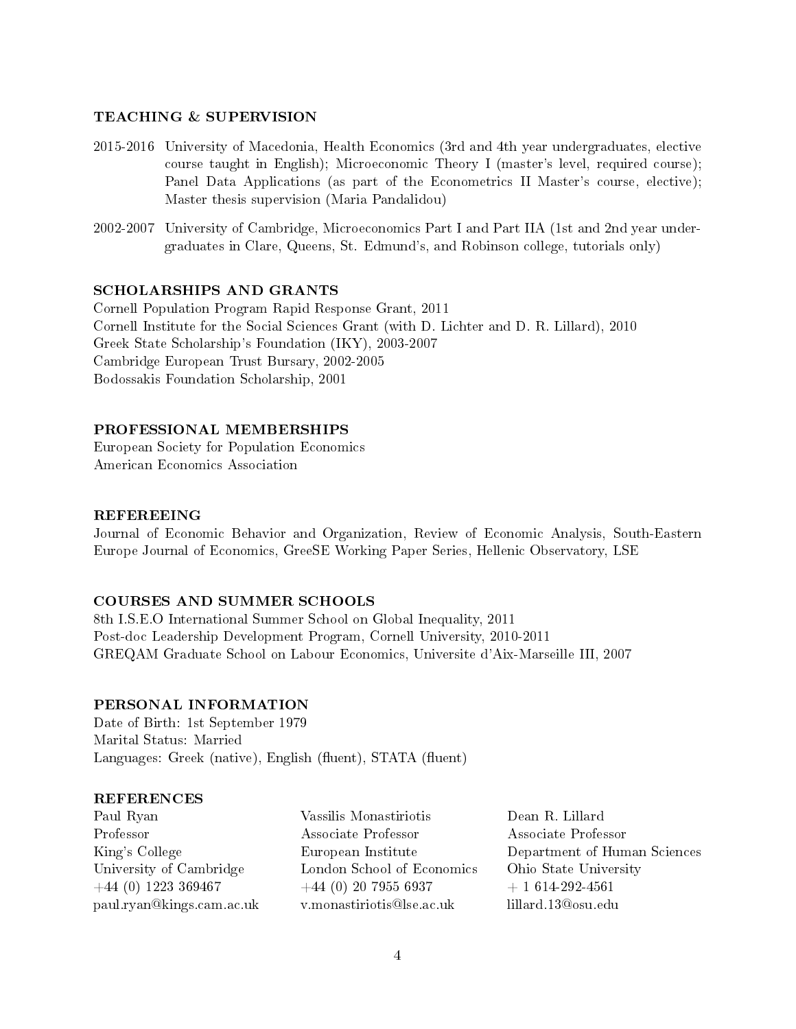## TEACHING & SUPERVISION

2015-2016 University of Macedonia, Health Economics (3rd and 4th year undergraduates, elective course taught in English); Microeconomic Theory I (master's level, required course); Panel Data Applications (as part of the Econometrics II Master's course, elective); Master thesis supervision (Maria Pandalidou)

2002-2007 University of Cambridge, Microeconomics Part I and Part IIA (1st and 2nd year undergraduates in Clare, Queens, St. Edmund's, and Robinson college, tutorials only)

## SCHOLARSHIPS AND GRANTS

Cornell Population Program Rapid Response Grant, 2011
Cornell Institute for the Social Sciences Grant (with D. Lichter and D. R. Lillard), 2010
Greek State Scholarship's Foundation (IKY), 2003-2007
Cambridge European Trust Bursary, 2002-2005
Bodossakis Foundation Scholarship, 2001

## PROFESSIONAL MEMBERSHIPS

European Society for Population Economics
American Economics Association

## REFEREEING

Journal of Economic Behavior and Organization, Review of Economic Analysis, South-Eastern Europe Journal of Economics, GreeSE Working Paper Series, Hellenic Observatory, LSE

## COURSES AND SUMMER SCHOOLS

8th I.S.E.O International Summer School on Global Inequality, 2011
Post-doc Leadership Development Program, Cornell University, 2010-2011
GREQAM Graduate School on Labour Economics, Universite d'Aix-Marseille III, 2007

## PERSONAL INFORMATION

Date of Birth: 1st September 1979
Marital Status: Married
Languages: Greek (native), English (fluent), STATA (fluent)

## REFERENCES

Paul Ryan
Professor
King's College
University of Cambridge
+44 (0) 1223 369467
paul.ryan@kings.cam.ac.uk

Vassilis Monastiriotis
Associate Professor
European Institute
London School of Economics
+44 (0) 20 7955 6937
v.monastiriotis@lse.ac.uk

Dean R. Lillard
Associate Professor
Department of Human Sciences
Ohio State University
+ 1 614-292-4561
lillard.13@osu.edu